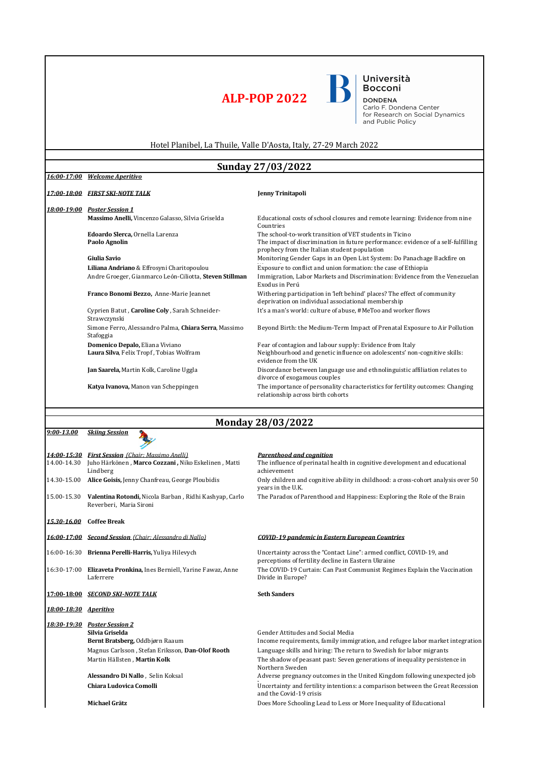# ALP-POP 2022

Università Bocconi
DONDENA
Carlo F. Dondena Center for Research on Social Dynamics and Public Policy

Hotel Planibel, La Thuile, Valle D'Aosta, Italy, 27-29 March 2022

## Sunday 27/03/2022

***16:00-17:00*** ***Welcome Aperitivo***

***17:00-18:00*** ***FIRST SKI-NOTE TALK*** — **Jenny Trinitapoli**

***18:00-19:00*** ***Poster Session 1***

| Authors | Title |
|---|---|
| **Massimo Anelli,** Vincenzo Galasso, Silvia Griselda | Educational costs of school closures and remote learning: Evidence from nine Countries |
| **Edoardo Slerca,** Ornella Larenza | The school-to-work transition of VET students in Ticino |
| **Paolo Agnolin** | The impact of discrimination in future performance: evidence of a self-fulfilling prophecy from the Italian student population |
| **Giulia Savio** | Monitoring Gender Gaps in an Open List System: Do Panachage Backfire on |
| **Liliana Andriano** & Effrosyni Charitopoulou | Exposure to conflict and union formation: the case of Ethiopia |
| Andre Groeger, Gianmarco León-Ciliotta, **Steven Stillman** | Immigration, Labor Markets and Discrimination: Evidence from the Venezuelan Exodus in Perú |
| **Franco Bonomi Bezzo,** Anne-Marie Jeannet | Withering participation in 'left behind' places? The effect of community deprivation on individual associational membership |
| Cyprien Batut , **Caroline Coly** , Sarah Schneider-Strawczynski | It's a man's world: culture of abuse, #MeToo and worker flows |
| Simone Ferro, Alessandro Palma, **Chiara Serra**, Massimo Stafoggia | Beyond Birth: the Medium-Term Impact of Prenatal Exposure to Air Pollution |
| **Domenico Depalo,** Eliana Viviano | Fear of contagion and labour supply: Evidence from Italy |
| **Laura Silva**, Felix Tropf, Tobias Wolfram | Neighbourhood and genetic influence on adolescents' non-cognitive skills: evidence from the UK |
| **Jan Saarela,** Martin Kolk, Caroline Uggla | Discordance between language use and ethnolinguistic affiliation relates to divorce of exogamous couples |
| **Katya Ivanova,** Manon van Scheppingen | The importance of personality characteristics for fertility outcomes: Changing relationship across birth cohorts |

## Monday 28/03/2022

***9:00-13.00*** ***Skiing Session***

***14:00-15:30*** ***First Session*** *(Chair: Massimo Anelli)* — ***Parenthood and cognition***

| Time | Authors | Title |
|---|---|---|
| 14.00-14.30 | Juho Härkönen , **Marco Cozzani ,** Niko Eskelinen , Matti Lindberg | The influence of perinatal health in cognitive development and educational achievement |
| 14.30-15.00 | **Alice Goisis,** Jenny Chanfreau, George Ploubidis | Only children and cognitive ability in childhood: a cross-cohort analysis over 50 years in the U.K. |
| 15.00-15.30 | **Valentina Rotondi,** Nicola Barban , Ridhi Kashyap, Carlo Reverberi, Maria Sironi | The Paradox of Parenthood and Happiness: Exploring the Role of the Brain |

***15.30-16.00*** **Coffee Break**

***16:00-17:00*** ***Second Session*** *(Chair: Alessandro di Nallo)* — ***COVID-19 pandemic in Eastern European Countries***

| Time | Authors | Title |
|---|---|---|
| 16:00-16:30 | **Brienna Perelli-Harris,** Yuliya Hilevych | Uncertainty across the "Contact Line": armed conflict, COVID-19, and perceptions of fertility decline in Eastern Ukraine |
| 16:30-17:00 | **Elizaveta Pronkina,** Ines Berniell, Yarine Fawaz, Anne Laferrere | The COVID-19 Curtain: Can Past Communist Regimes Explain the Vaccination Divide in Europe? |

***17:00-18:00*** ***SECOND SKI-NOTE TALK*** — **Seth Sanders**

***18:00-18:30*** ***Aperitivo***

***18:30-19:30*** ***Poster Session 2***

| Authors | Title |
|---|---|
| **Silvia Griselda** | Gender Attitudes and Social Media |
| **Bernt Bratsberg,** Oddbjørn Raaum | Income requirements, family immigration, and refugee labor market integration |
| Magnus Carlsson , Stefan Eriksson, **Dan-Olof Rooth** | Language skills and hiring: The return to Swedish for labor migrants |
| Martin Hällsten , **Martin Kolk** | The shadow of peasant past: Seven generations of inequality persistence in Northern Sweden |
| **Alessandro Di Nallo** , Selin Koksal | Adverse pregnancy outcomes in the United Kingdom following unexpected job |
| **Chiara Ludovica Comolli** | Uncertainty and fertility intentions: a comparison between the Great Recession and the Covid-19 crisis |
| **Michael Grätz** | Does More Schooling Lead to Less or More Inequality of Educational |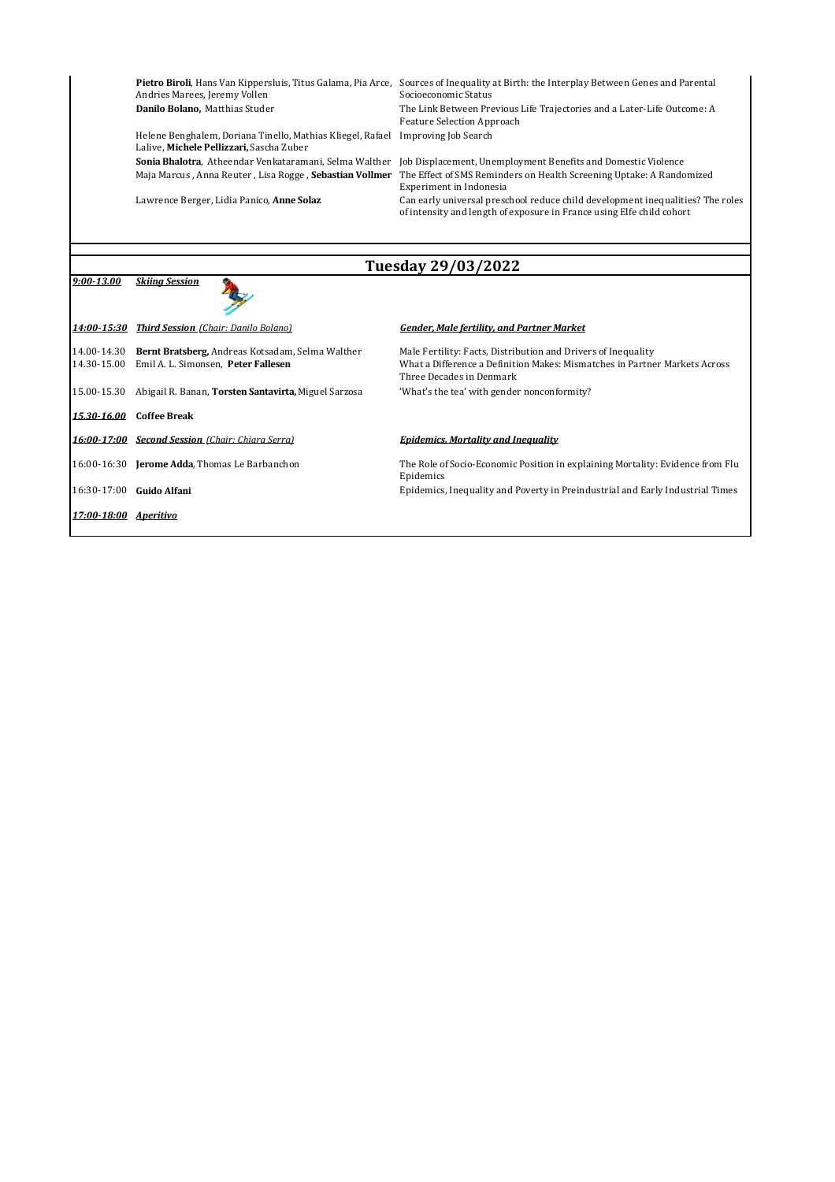| | | |
|---|---|---|
| | **Pietro Biroli**, Hans Van Kippersluis, Titus Galama, Pia Arce, Andries Marees, Jeremy Vollen | Sources of Inequality at Birth: the Interplay Between Genes and Parental Socioeconomic Status |
| | **Danilo Bolano,** Matthias Studer | The Link Between Previous Life Trajectories and a Later-Life Outcome: A Feature Selection Approach |
| | Helene Benghalem, Doriana Tinello, Mathias Kliegel, Rafael Lalive, **Michele Pellizzari,** Sascha Zuber | Improving Job Search |
| | **Sonia Bhalotra**, Atheendar Venkataramani, Selma Walther | Job Displacement, Unemployment Benefits and Domestic Violence |
| | Maja Marcus , Anna Reuter , Lisa Rogge , **Sebastian Vollmer** | The Effect of SMS Reminders on Health Screening Uptake: A Randomized Experiment in Indonesia |
| | Lawrence Berger, Lidia Panico, **Anne Solaz** | Can early universal preschool reduce child development inequalities? The roles of intensity and length of exposure in France using Elfe child cohort |

## Tuesday 29/03/2022

| | | |
|---|---|---|
| ***9:00-13.00*** | ***Skiing Session*** | |
| ***14:00-15:30*** | ***Third Session** (Chair: Danilo Bolano)* | ***Gender, Male fertility, and Partner Market*** |
| 14.00-14.30 | **Bernt Bratsberg,** Andreas Kotsadam, Selma Walther | Male Fertility: Facts, Distribution and Drivers of Inequality |
| 14.30-15.00 | Emil A. L. Simonsen, **Peter Fallesen** | What a Difference a Definition Makes: Mismatches in Partner Markets Across Three Decades in Denmark |
| 15.00-15.30 | Abigail R. Banan, **Torsten Santavirta,** Miguel Sarzosa | 'What's the tea' with gender nonconformity? |
| ***15.30-16.00*** | **Coffee Break** | |
| ***16:00-17:00*** | ***Second Session** (Chair: Chiara Serra)* | ***Epidemics, Mortality and Inequality*** |
| 16:00-16:30 | **Jerome Adda**, Thomas Le Barbanchon | The Role of Socio-Economic Position in explaining Mortality: Evidence from Flu Epidemics |
| 16:30-17:00 | **Guido Alfani** | Epidemics, Inequality and Poverty in Preindustrial and Early Industrial Times |
| ***17:00-18:00*** | ***Aperitivo*** | |